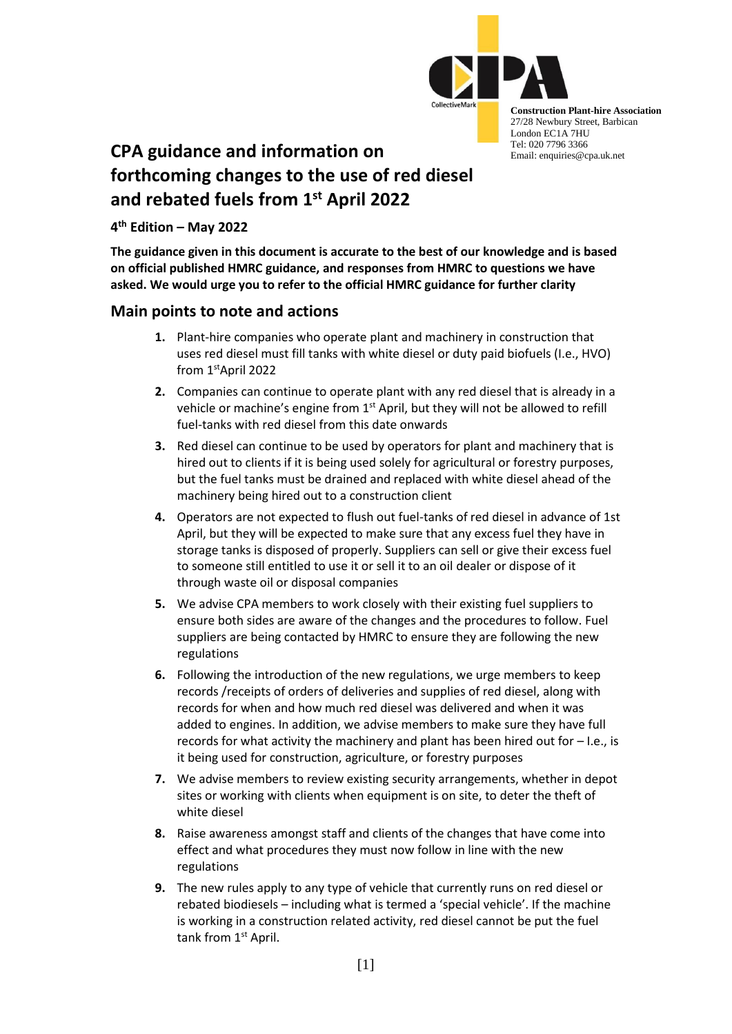**Construction Plant-hire Association**
27/28 Newbury Street, Barbican
London EC1A 7HU
Tel: 020 7796 3366
Email: enquiries@cpa.uk.net

# CPA guidance and information on forthcoming changes to the use of red diesel and rebated fuels from 1st April 2022

**4th Edition – May 2022**

**The guidance given in this document is accurate to the best of our knowledge and is based on official published HMRC guidance, and responses from HMRC to questions we have asked. We would urge you to refer to the official HMRC guidance for further clarity**

## Main points to note and actions

1. Plant-hire companies who operate plant and machinery in construction that uses red diesel must fill tanks with white diesel or duty paid biofuels (I.e., HVO) from 1st April 2022
2. Companies can continue to operate plant with any red diesel that is already in a vehicle or machine's engine from 1st April, but they will not be allowed to refill fuel-tanks with red diesel from this date onwards
3. Red diesel can continue to be used by operators for plant and machinery that is hired out to clients if it is being used solely for agricultural or forestry purposes, but the fuel tanks must be drained and replaced with white diesel ahead of the machinery being hired out to a construction client
4. Operators are not expected to flush out fuel-tanks of red diesel in advance of 1st April, but they will be expected to make sure that any excess fuel they have in storage tanks is disposed of properly. Suppliers can sell or give their excess fuel to someone still entitled to use it or sell it to an oil dealer or dispose of it through waste oil or disposal companies
5. We advise CPA members to work closely with their existing fuel suppliers to ensure both sides are aware of the changes and the procedures to follow. Fuel suppliers are being contacted by HMRC to ensure they are following the new regulations
6. Following the introduction of the new regulations, we urge members to keep records /receipts of orders of deliveries and supplies of red diesel, along with records for when and how much red diesel was delivered and when it was added to engines. In addition, we advise members to make sure they have full records for what activity the machinery and plant has been hired out for – I.e., is it being used for construction, agriculture, or forestry purposes
7. We advise members to review existing security arrangements, whether in depot sites or working with clients when equipment is on site, to deter the theft of white diesel
8. Raise awareness amongst staff and clients of the changes that have come into effect and what procedures they must now follow in line with the new regulations
9. The new rules apply to any type of vehicle that currently runs on red diesel or rebated biodiesels – including what is termed a 'special vehicle'. If the machine is working in a construction related activity, red diesel cannot be put the fuel tank from 1st April.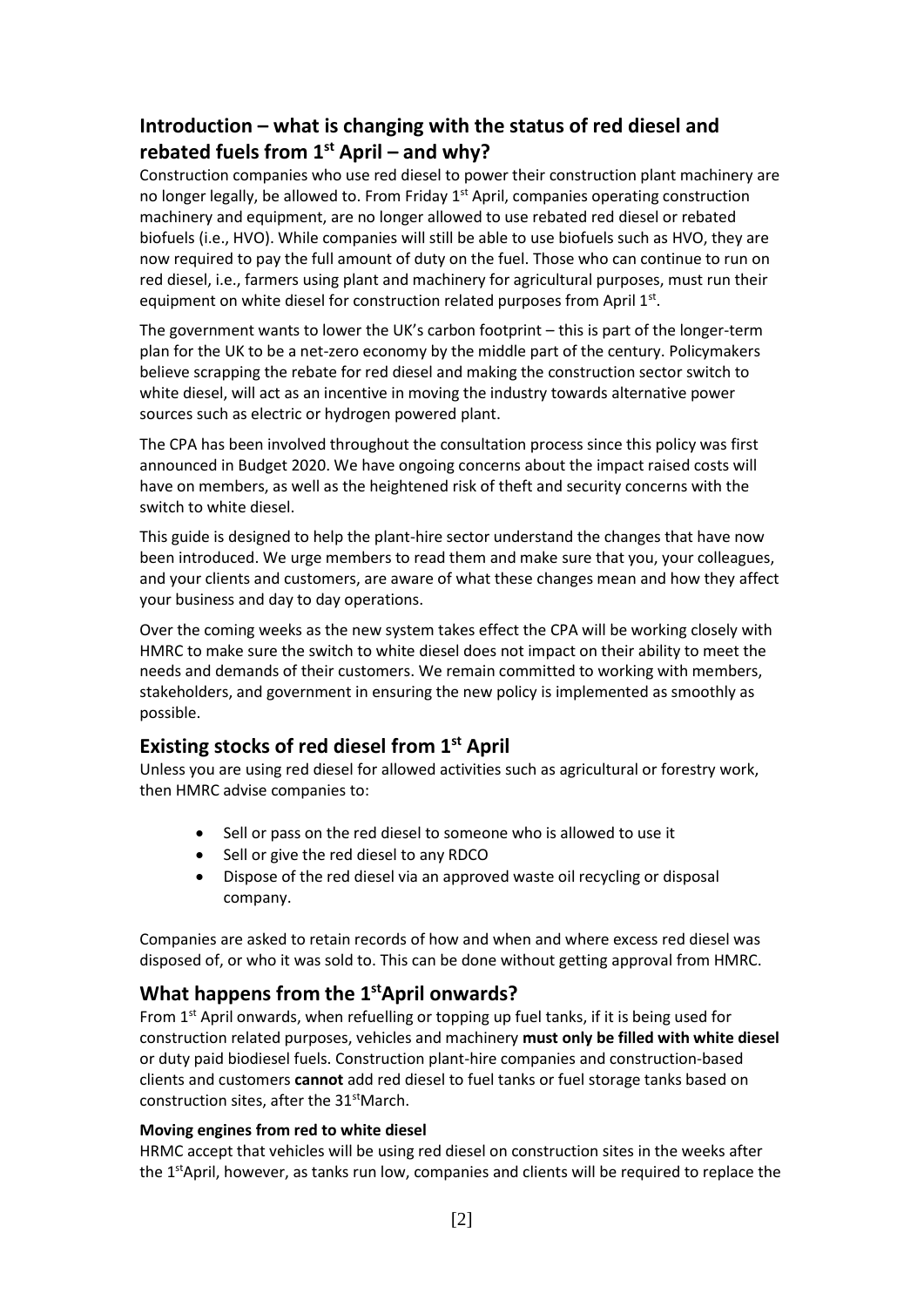## Introduction – what is changing with the status of red diesel and rebated fuels from 1st April – and why?

Construction companies who use red diesel to power their construction plant machinery are no longer legally, be allowed to. From Friday 1st April, companies operating construction machinery and equipment, are no longer allowed to use rebated red diesel or rebated biofuels (i.e., HVO). While companies will still be able to use biofuels such as HVO, they are now required to pay the full amount of duty on the fuel. Those who can continue to run on red diesel, i.e., farmers using plant and machinery for agricultural purposes, must run their equipment on white diesel for construction related purposes from April 1st.

The government wants to lower the UK's carbon footprint – this is part of the longer-term plan for the UK to be a net-zero economy by the middle part of the century. Policymakers believe scrapping the rebate for red diesel and making the construction sector switch to white diesel, will act as an incentive in moving the industry towards alternative power sources such as electric or hydrogen powered plant.

The CPA has been involved throughout the consultation process since this policy was first announced in Budget 2020. We have ongoing concerns about the impact raised costs will have on members, as well as the heightened risk of theft and security concerns with the switch to white diesel.

This guide is designed to help the plant-hire sector understand the changes that have now been introduced. We urge members to read them and make sure that you, your colleagues, and your clients and customers, are aware of what these changes mean and how they affect your business and day to day operations.

Over the coming weeks as the new system takes effect the CPA will be working closely with HMRC to make sure the switch to white diesel does not impact on their ability to meet the needs and demands of their customers. We remain committed to working with members, stakeholders, and government in ensuring the new policy is implemented as smoothly as possible.

## Existing stocks of red diesel from 1st April

Unless you are using red diesel for allowed activities such as agricultural or forestry work, then HMRC advise companies to:

- Sell or pass on the red diesel to someone who is allowed to use it
- Sell or give the red diesel to any RDCO
- Dispose of the red diesel via an approved waste oil recycling or disposal company.

Companies are asked to retain records of how and when and where excess red diesel was disposed of, or who it was sold to. This can be done without getting approval from HMRC.

## What happens from the 1stApril onwards?

From 1st April onwards, when refuelling or topping up fuel tanks, if it is being used for construction related purposes, vehicles and machinery **must only be filled with white diesel** or duty paid biodiesel fuels. Construction plant-hire companies and construction-based clients and customers **cannot** add red diesel to fuel tanks or fuel storage tanks based on construction sites, after the 31stMarch.

#### Moving engines from red to white diesel

HRMC accept that vehicles will be using red diesel on construction sites in the weeks after the 1stApril, however, as tanks run low, companies and clients will be required to replace the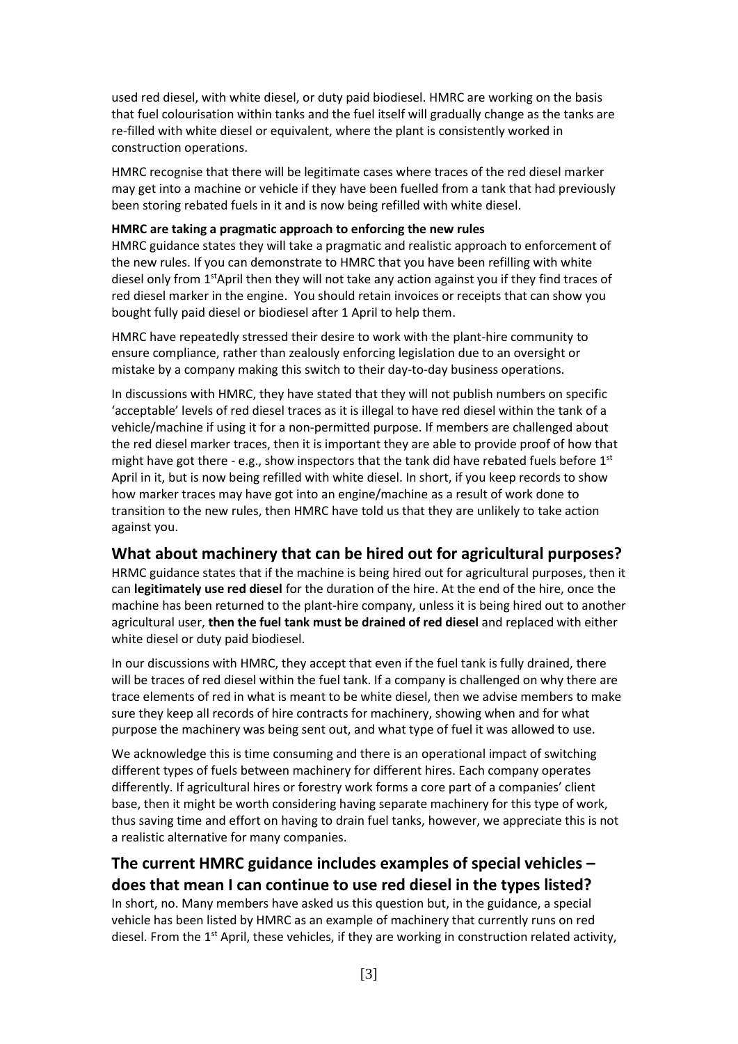used red diesel, with white diesel, or duty paid biodiesel. HMRC are working on the basis that fuel colourisation within tanks and the fuel itself will gradually change as the tanks are re-filled with white diesel or equivalent, where the plant is consistently worked in construction operations.

HMRC recognise that there will be legitimate cases where traces of the red diesel marker may get into a machine or vehicle if they have been fuelled from a tank that had previously been storing rebated fuels in it and is now being refilled with white diesel.

**HMRC are taking a pragmatic approach to enforcing the new rules**

HMRC guidance states they will take a pragmatic and realistic approach to enforcement of the new rules. If you can demonstrate to HMRC that you have been refilling with white diesel only from 1st April then they will not take any action against you if they find traces of red diesel marker in the engine. You should retain invoices or receipts that can show you bought fully paid diesel or biodiesel after 1 April to help them.

HMRC have repeatedly stressed their desire to work with the plant-hire community to ensure compliance, rather than zealously enforcing legislation due to an oversight or mistake by a company making this switch to their day-to-day business operations.

In discussions with HMRC, they have stated that they will not publish numbers on specific 'acceptable' levels of red diesel traces as it is illegal to have red diesel within the tank of a vehicle/machine if using it for a non-permitted purpose. If members are challenged about the red diesel marker traces, then it is important they are able to provide proof of how that might have got there - e.g., show inspectors that the tank did have rebated fuels before 1st April in it, but is now being refilled with white diesel. In short, if you keep records to show how marker traces may have got into an engine/machine as a result of work done to transition to the new rules, then HMRC have told us that they are unlikely to take action against you.

## What about machinery that can be hired out for agricultural purposes?

HRMC guidance states that if the machine is being hired out for agricultural purposes, then it can **legitimately use red diesel** for the duration of the hire. At the end of the hire, once the machine has been returned to the plant-hire company, unless it is being hired out to another agricultural user, **then the fuel tank must be drained of red diesel** and replaced with either white diesel or duty paid biodiesel.

In our discussions with HMRC, they accept that even if the fuel tank is fully drained, there will be traces of red diesel within the fuel tank. If a company is challenged on why there are trace elements of red in what is meant to be white diesel, then we advise members to make sure they keep all records of hire contracts for machinery, showing when and for what purpose the machinery was being sent out, and what type of fuel it was allowed to use.

We acknowledge this is time consuming and there is an operational impact of switching different types of fuels between machinery for different hires. Each company operates differently. If agricultural hires or forestry work forms a core part of a companies' client base, then it might be worth considering having separate machinery for this type of work, thus saving time and effort on having to drain fuel tanks, however, we appreciate this is not a realistic alternative for many companies.

## The current HMRC guidance includes examples of special vehicles – does that mean I can continue to use red diesel in the types listed?

In short, no. Many members have asked us this question but, in the guidance, a special vehicle has been listed by HMRC as an example of machinery that currently runs on red diesel. From the 1st April, these vehicles, if they are working in construction related activity,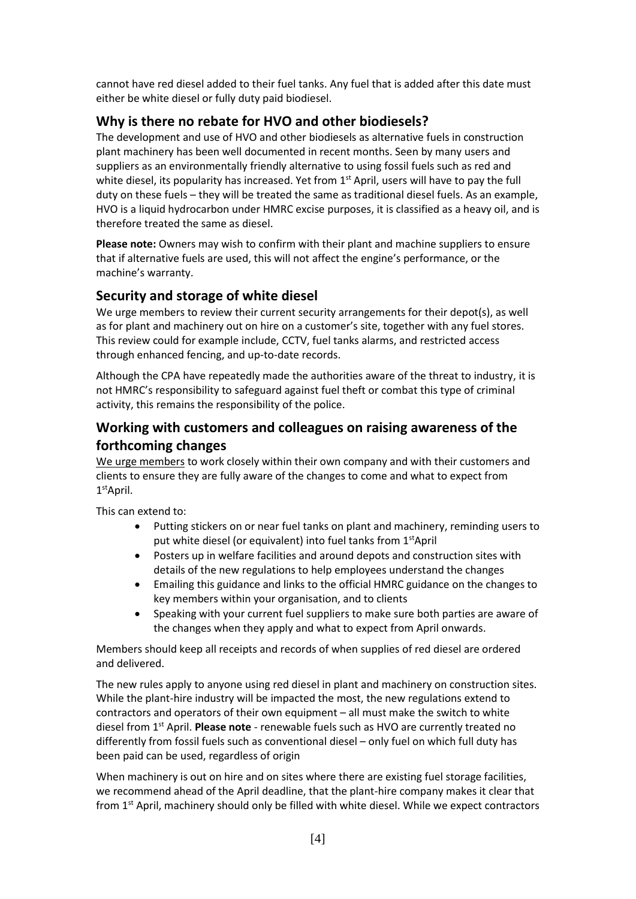cannot have red diesel added to their fuel tanks. Any fuel that is added after this date must either be white diesel or fully duty paid biodiesel.

## Why is there no rebate for HVO and other biodiesels?

The development and use of HVO and other biodiesels as alternative fuels in construction plant machinery has been well documented in recent months. Seen by many users and suppliers as an environmentally friendly alternative to using fossil fuels such as red and white diesel, its popularity has increased. Yet from 1st April, users will have to pay the full duty on these fuels – they will be treated the same as traditional diesel fuels. As an example, HVO is a liquid hydrocarbon under HMRC excise purposes, it is classified as a heavy oil, and is therefore treated the same as diesel.

**Please note:** Owners may wish to confirm with their plant and machine suppliers to ensure that if alternative fuels are used, this will not affect the engine's performance, or the machine's warranty.

## Security and storage of white diesel

We urge members to review their current security arrangements for their depot(s), as well as for plant and machinery out on hire on a customer's site, together with any fuel stores. This review could for example include, CCTV, fuel tanks alarms, and restricted access through enhanced fencing, and up-to-date records.

Although the CPA have repeatedly made the authorities aware of the threat to industry, it is not HMRC's responsibility to safeguard against fuel theft or combat this type of criminal activity, this remains the responsibility of the police.

## Working with customers and colleagues on raising awareness of the forthcoming changes

We urge members to work closely within their own company and with their customers and clients to ensure they are fully aware of the changes to come and what to expect from 1stApril.

This can extend to:

- Putting stickers on or near fuel tanks on plant and machinery, reminding users to put white diesel (or equivalent) into fuel tanks from 1stApril
- Posters up in welfare facilities and around depots and construction sites with details of the new regulations to help employees understand the changes
- Emailing this guidance and links to the official HMRC guidance on the changes to key members within your organisation, and to clients
- Speaking with your current fuel suppliers to make sure both parties are aware of the changes when they apply and what to expect from April onwards.

Members should keep all receipts and records of when supplies of red diesel are ordered and delivered.

The new rules apply to anyone using red diesel in plant and machinery on construction sites. While the plant-hire industry will be impacted the most, the new regulations extend to contractors and operators of their own equipment – all must make the switch to white diesel from 1st April. **Please note** - renewable fuels such as HVO are currently treated no differently from fossil fuels such as conventional diesel – only fuel on which full duty has been paid can be used, regardless of origin

When machinery is out on hire and on sites where there are existing fuel storage facilities, we recommend ahead of the April deadline, that the plant-hire company makes it clear that from 1st April, machinery should only be filled with white diesel. While we expect contractors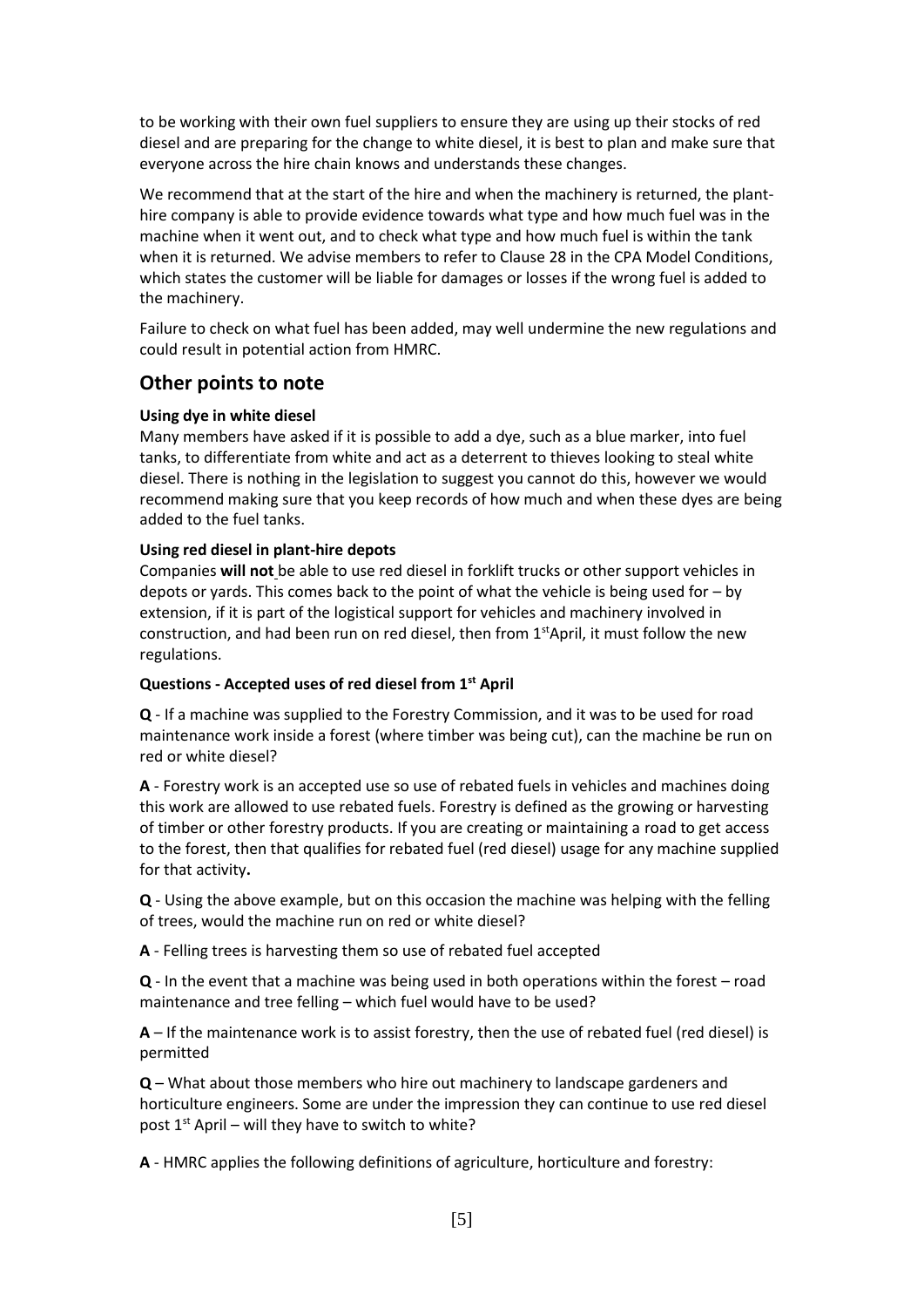to be working with their own fuel suppliers to ensure they are using up their stocks of red diesel and are preparing for the change to white diesel, it is best to plan and make sure that everyone across the hire chain knows and understands these changes.

We recommend that at the start of the hire and when the machinery is returned, the plant-hire company is able to provide evidence towards what type and how much fuel was in the machine when it went out, and to check what type and how much fuel is within the tank when it is returned. We advise members to refer to Clause 28 in the CPA Model Conditions, which states the customer will be liable for damages or losses if the wrong fuel is added to the machinery.

Failure to check on what fuel has been added, may well undermine the new regulations and could result in potential action from HMRC.

## Other points to note

**Using dye in white diesel**
Many members have asked if it is possible to add a dye, such as a blue marker, into fuel tanks, to differentiate from white and act as a deterrent to thieves looking to steal white diesel. There is nothing in the legislation to suggest you cannot do this, however we would recommend making sure that you keep records of how much and when these dyes are being added to the fuel tanks.

**Using red diesel in plant-hire depots**
Companies **will not** be able to use red diesel in forklift trucks or other support vehicles in depots or yards. This comes back to the point of what the vehicle is being used for – by extension, if it is part of the logistical support for vehicles and machinery involved in construction, and had been run on red diesel, then from 1st April, it must follow the new regulations.

**Questions - Accepted uses of red diesel from 1st April**

**Q** - If a machine was supplied to the Forestry Commission, and it was to be used for road maintenance work inside a forest (where timber was being cut), can the machine be run on red or white diesel?

**A** - Forestry work is an accepted use so use of rebated fuels in vehicles and machines doing this work are allowed to use rebated fuels. Forestry is defined as the growing or harvesting of timber or other forestry products. If you are creating or maintaining a road to get access to the forest, then that qualifies for rebated fuel (red diesel) usage for any machine supplied for that activity**.**

**Q** - Using the above example, but on this occasion the machine was helping with the felling of trees, would the machine run on red or white diesel?

**A** - Felling trees is harvesting them so use of rebated fuel accepted

**Q** - In the event that a machine was being used in both operations within the forest – road maintenance and tree felling – which fuel would have to be used?

**A** – If the maintenance work is to assist forestry, then the use of rebated fuel (red diesel) is permitted

**Q** – What about those members who hire out machinery to landscape gardeners and horticulture engineers. Some are under the impression they can continue to use red diesel post 1st April – will they have to switch to white?

**A** - HMRC applies the following definitions of agriculture, horticulture and forestry: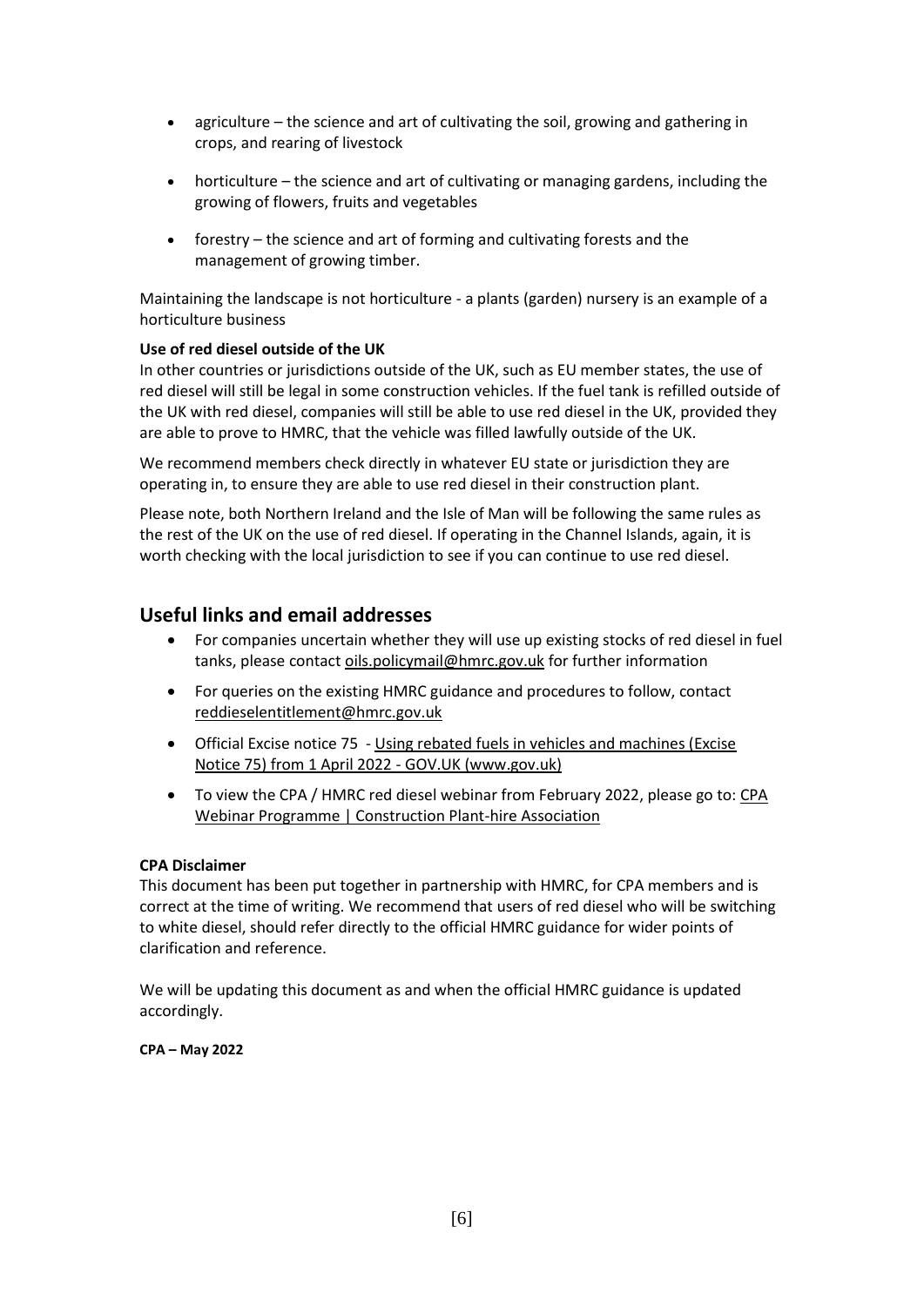- agriculture – the science and art of cultivating the soil, growing and gathering in crops, and rearing of livestock
- horticulture – the science and art of cultivating or managing gardens, including the growing of flowers, fruits and vegetables
- forestry – the science and art of forming and cultivating forests and the management of growing timber.

Maintaining the landscape is not horticulture - a plants (garden) nursery is an example of a horticulture business

**Use of red diesel outside of the UK**

In other countries or jurisdictions outside of the UK, such as EU member states, the use of red diesel will still be legal in some construction vehicles. If the fuel tank is refilled outside of the UK with red diesel, companies will still be able to use red diesel in the UK, provided they are able to prove to HMRC, that the vehicle was filled lawfully outside of the UK.

We recommend members check directly in whatever EU state or jurisdiction they are operating in, to ensure they are able to use red diesel in their construction plant.

Please note, both Northern Ireland and the Isle of Man will be following the same rules as the rest of the UK on the use of red diesel. If operating in the Channel Islands, again, it is worth checking with the local jurisdiction to see if you can continue to use red diesel.

## Useful links and email addresses

- For companies uncertain whether they will use up existing stocks of red diesel in fuel tanks, please contact oils.policymail@hmrc.gov.uk for further information
- For queries on the existing HMRC guidance and procedures to follow, contact reddieselentitlement@hmrc.gov.uk
- Official Excise notice 75 - Using rebated fuels in vehicles and machines (Excise Notice 75) from 1 April 2022 - GOV.UK (www.gov.uk)
- To view the CPA / HMRC red diesel webinar from February 2022, please go to: CPA Webinar Programme | Construction Plant-hire Association

**CPA Disclaimer**

This document has been put together in partnership with HMRC, for CPA members and is correct at the time of writing. We recommend that users of red diesel who will be switching to white diesel, should refer directly to the official HMRC guidance for wider points of clarification and reference.

We will be updating this document as and when the official HMRC guidance is updated accordingly.

**CPA – May 2022**